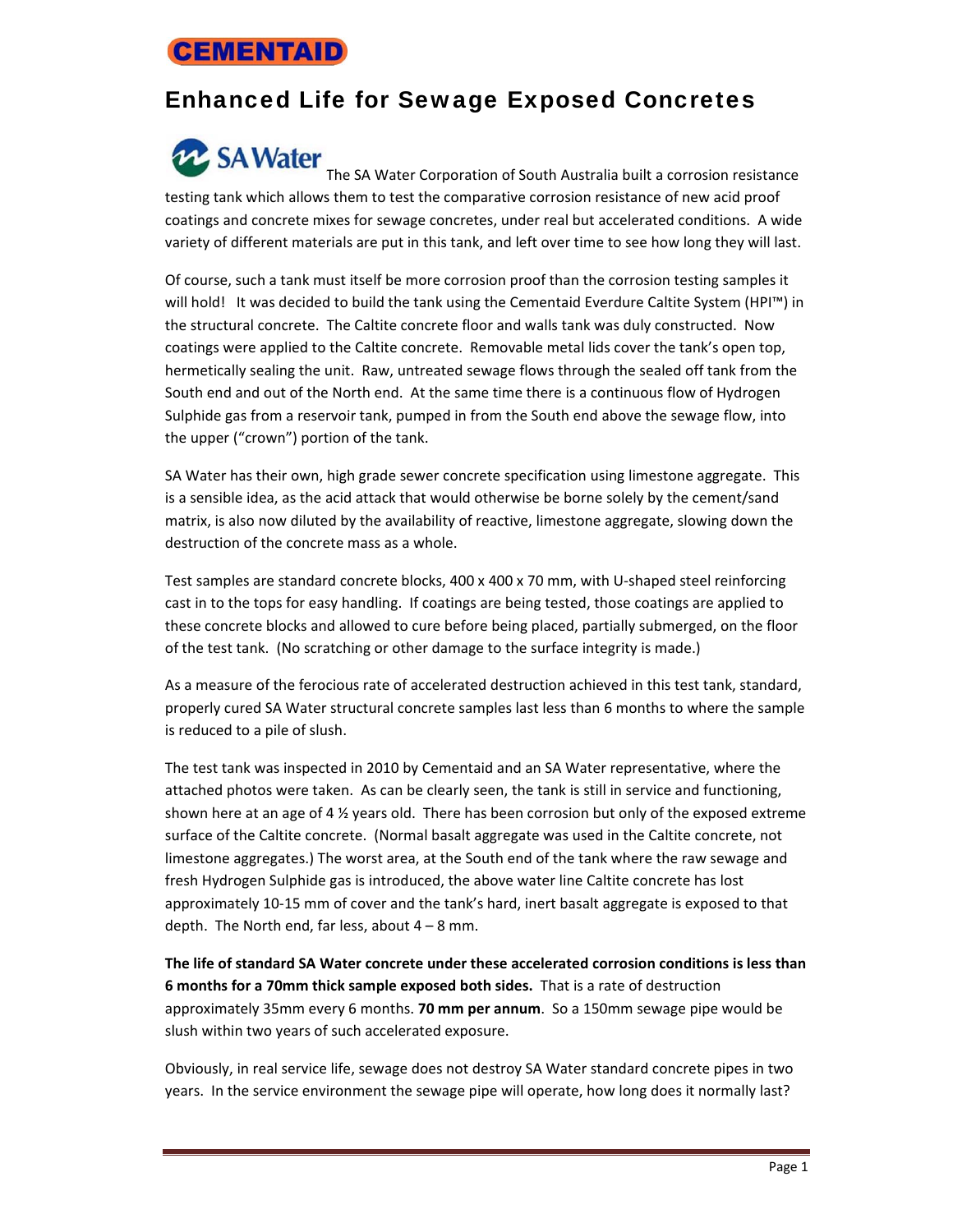CEMENTAID

# Enhanced Life for Sewage Exposed Concretes

SA Water The SA Water Corporation of South Australia built a corrosion resistance testing tank which allows them to test the comparative corrosion resistance of new acid proof coatings and concrete mixes for sewage concretes, under real but accelerated conditions. A wide variety of different materials are put in this tank, and left over time to see how long they will last.

Of course, such a tank must itself be more corrosion proof than the corrosion testing samples it will hold! It was decided to build the tank using the Cementaid Everdure Caltite System (HPI™) in the structural concrete. The Caltite concrete floor and walls tank was duly constructed. Now coatings were applied to the Caltite concrete. Removable metal lids cover the tank's open top, hermetically sealing the unit. Raw, untreated sewage flows through the sealed off tank from the South end and out of the North end. At the same time there is a continuous flow of Hydrogen Sulphide gas from a reservoir tank, pumped in from the South end above the sewage flow, into the upper ("crown") portion of the tank.

SA Water has their own, high grade sewer concrete specification using limestone aggregate. This is a sensible idea, as the acid attack that would otherwise be borne solely by the cement/sand matrix, is also now diluted by the availability of reactive, limestone aggregate, slowing down the destruction of the concrete mass as a whole.

Test samples are standard concrete blocks, 400 x 400 x 70 mm, with U-shaped steel reinforcing cast in to the tops for easy handling. If coatings are being tested, those coatings are applied to these concrete blocks and allowed to cure before being placed, partially submerged, on the floor of the test tank. (No scratching or other damage to the surface integrity is made.)

As a measure of the ferocious rate of accelerated destruction achieved in this test tank, standard, properly cured SA Water structural concrete samples last less than 6 months to where the sample is reduced to a pile of slush.

The test tank was inspected in 2010 by Cementaid and an SA Water representative, where the attached photos were taken. As can be clearly seen, the tank is still in service and functioning, shown here at an age of 4 ½ years old. There has been corrosion but only of the exposed extreme surface of the Caltite concrete. (Normal basalt aggregate was used in the Caltite concrete, not limestone aggregates.) The worst area, at the South end of the tank where the raw sewage and fresh Hydrogen Sulphide gas is introduced, the above water line Caltite concrete has lost approximately 10-15 mm of cover and the tank's hard, inert basalt aggregate is exposed to that depth. The North end, far less, about 4 – 8 mm.

**The life of standard SA Water concrete under these accelerated corrosion conditions is less than 6 months for a 70mm thick sample exposed both sides.** That is a rate of destruction approximately 35mm every 6 months. **70 mm per annum**. So a 150mm sewage pipe would be slush within two years of such accelerated exposure.

Obviously, in real service life, sewage does not destroy SA Water standard concrete pipes in two years. In the service environment the sewage pipe will operate, how long does it normally last?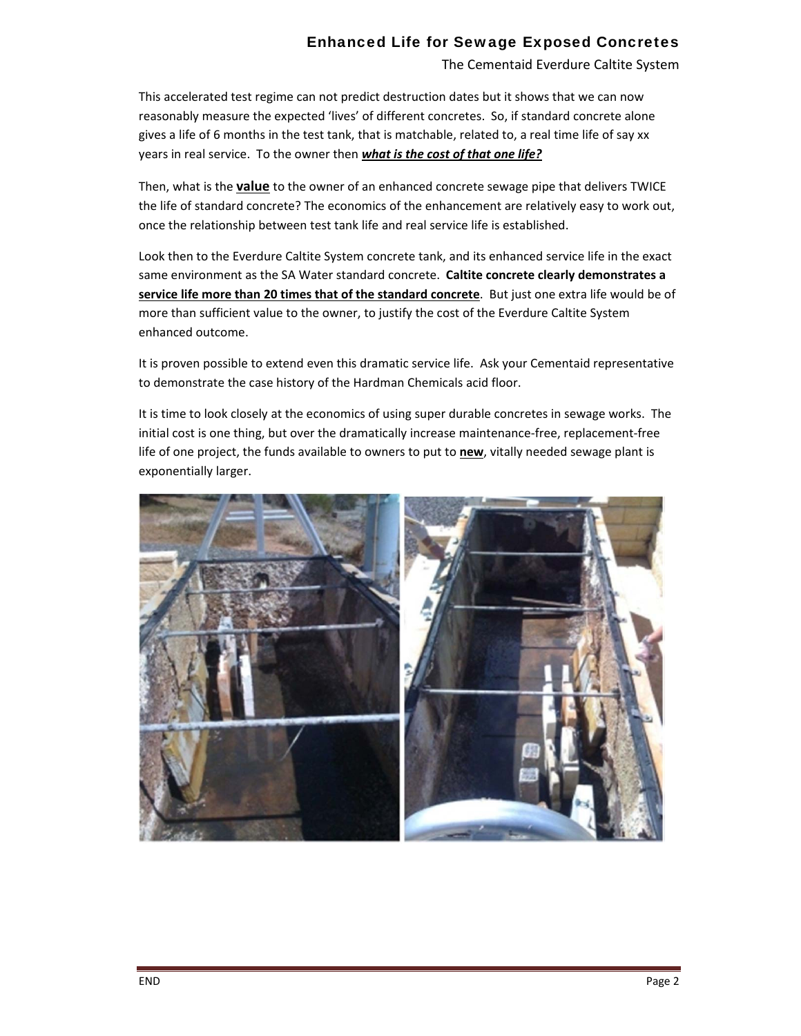This accelerated test regime can not predict destruction dates but it shows that we can now reasonably measure the expected 'lives' of different concretes. So, if standard concrete alone gives a life of 6 months in the test tank, that is matchable, related to, a real time life of say xx years in real service. To the owner then ***what is the cost of that one life?***

Then, what is the **value** to the owner of an enhanced concrete sewage pipe that delivers TWICE the life of standard concrete? The economics of the enhancement are relatively easy to work out, once the relationship between test tank life and real service life is established.

Look then to the Everdure Caltite System concrete tank, and its enhanced service life in the exact same environment as the SA Water standard concrete. **Caltite concrete clearly demonstrates a service life more than 20 times that of the standard concrete**. But just one extra life would be of more than sufficient value to the owner, to justify the cost of the Everdure Caltite System enhanced outcome.

It is proven possible to extend even this dramatic service life. Ask your Cementaid representative to demonstrate the case history of the Hardman Chemicals acid floor.

It is time to look closely at the economics of using super durable concretes in sewage works. The initial cost is one thing, but over the dramatically increase maintenance-free, replacement-free life of one project, the funds available to owners to put to **new**, vitally needed sewage plant is exponentially larger.

END